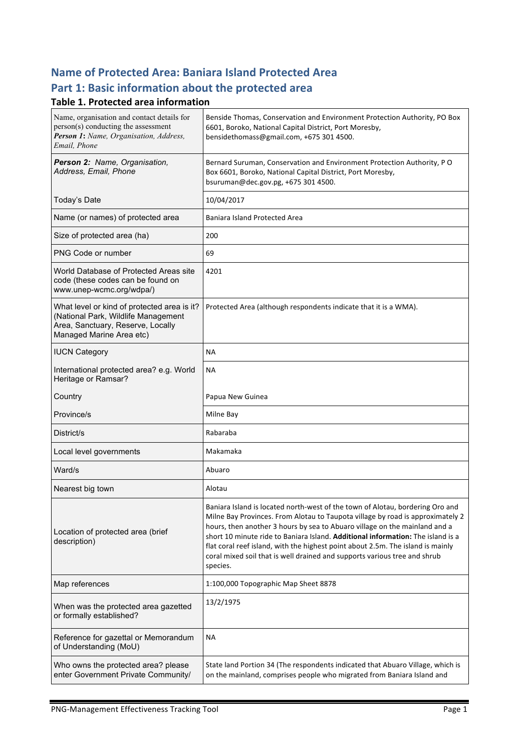## Name of Protected Area: Baniara Island Protected Area

## Part 1: Basic information about the protected area

### Table 1. Protected area information

| | |
|---|---|
| Name, organisation and contact details for person(s) conducting the assessment<br>***Person 1:*** *Name, Organisation, Address, Email, Phone* | Benside Thomas, Conservation and Environment Protection Authority, PO Box 6601, Boroko, National Capital District, Port Moresby, bensidethomass@gmail.com, +675 301 4500. |
| ***Person 2:*** *Name, Organisation, Address, Email, Phone* | Bernard Suruman, Conservation and Environment Protection Authority, P O Box 6601, Boroko, National Capital District, Port Moresby, bsuruman@dec.gov.pg, +675 301 4500. |
| Today's Date | 10/04/2017 |
| Name (or names) of protected area | Baniara Island Protected Area |
| Size of protected area (ha) | 200 |
| PNG Code or number | 69 |
| World Database of Protected Areas site code (these codes can be found on www.unep-wcmc.org/wdpa/) | 4201 |
| What level or kind of protected area is it? (National Park, Wildlife Management Area, Sanctuary, Reserve, Locally Managed Marine Area etc) | Protected Area (although respondents indicate that it is a WMA). |
| IUCN Category | NA |
| International protected area? e.g. World Heritage or Ramsar? | NA |
| Country | Papua New Guinea |
| Province/s | Milne Bay |
| District/s | Rabaraba |
| Local level governments | Makamaka |
| Ward/s | Abuaro |
| Nearest big town | Alotau |
| Location of protected area (brief description) | Baniara Island is located north-west of the town of Alotau, bordering Oro and Milne Bay Provinces. From Alotau to Taupota village by road is approximately 2 hours, then another 3 hours by sea to Abuaro village on the mainland and a short 10 minute ride to Baniara Island. **Additional information:** The island is a flat coral reef island, with the highest point about 2.5m. The island is mainly coral mixed soil that is well drained and supports various tree and shrub species. |
| Map references | 1:100,000 Topographic Map Sheet 8878 |
| When was the protected area gazetted or formally established? | 13/2/1975 |
| Reference for gazettal or Memorandum of Understanding (MoU) | NA |
| Who owns the protected area? please enter Government Private Community/ | State land Portion 34 (The respondents indicated that Abuaro Village, which is on the mainland, comprises people who migrated from Baniara Island and |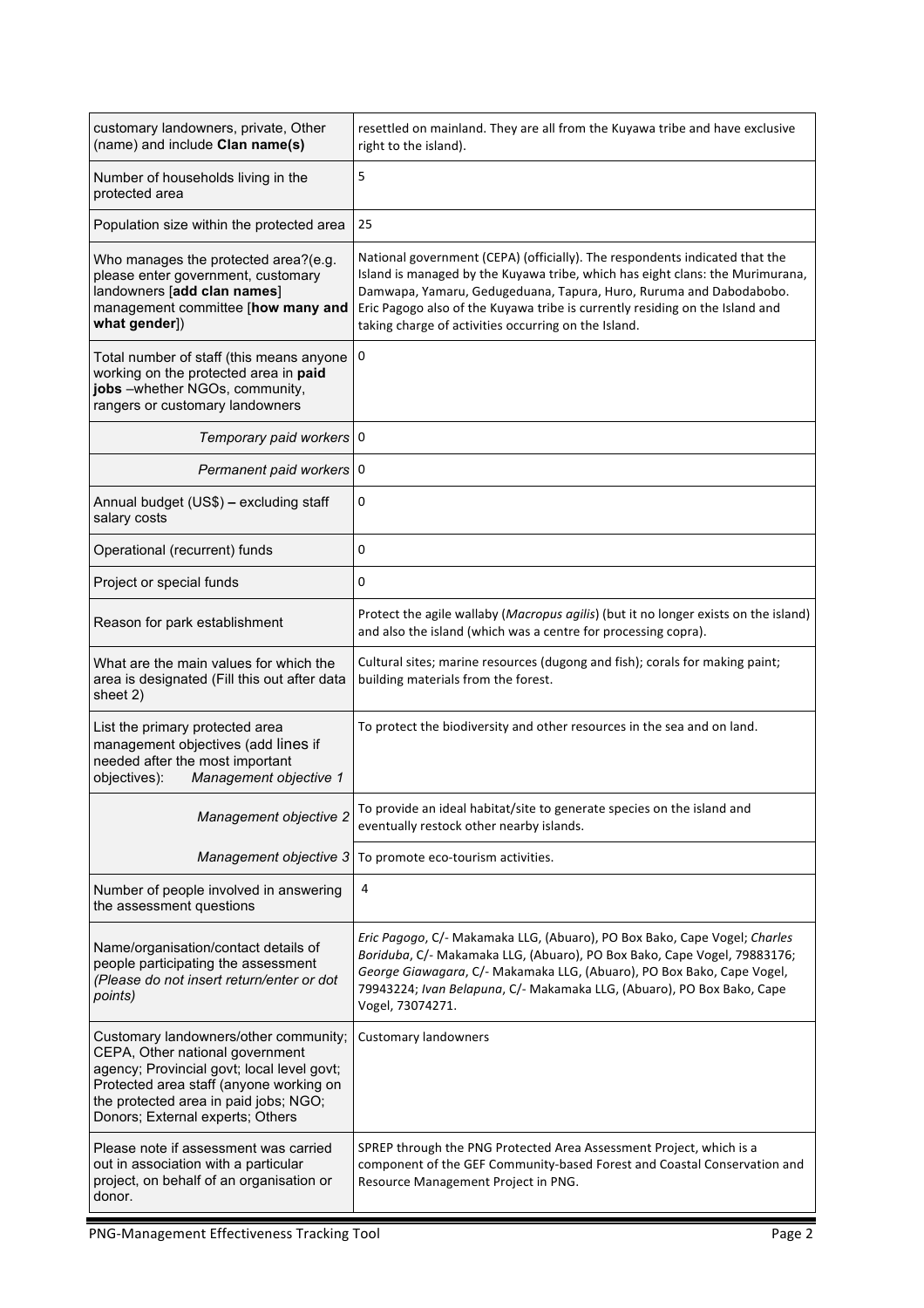| | |
|---|---|
| customary landowners, private, Other (name) and include **Clan name(s)** | resettled on mainland. They are all from the Kuyawa tribe and have exclusive right to the island). |
| Number of households living in the protected area | 5 |
| Population size within the protected area | 25 |
| Who manages the protected area?(e.g. please enter government, customary landowners [**add clan names**] management committee [**how many and what gender**]) | National government (CEPA) (officially). The respondents indicated that the Island is managed by the Kuyawa tribe, which has eight clans: the Murimurana, Damwapa, Yamaru, Gedugeduana, Tapura, Huro, Ruruma and Dabodabobo. Eric Pagogo also of the Kuyawa tribe is currently residing on the Island and taking charge of activities occurring on the Island. |
| Total number of staff (this means anyone working on the protected area in **paid jobs** –whether NGOs, community, rangers or customary landowners | 0 |
| *Temporary paid workers* | 0 |
| *Permanent paid workers* | 0 |
| Annual budget (US$) **–** excluding staff salary costs | 0 |
| Operational (recurrent) funds | 0 |
| Project or special funds | 0 |
| Reason for park establishment | Protect the agile wallaby (*Macropus agilis*) (but it no longer exists on the island) and also the island (which was a centre for processing copra). |
| What are the main values for which the area is designated (Fill this out after data sheet 2) | Cultural sites; marine resources (dugong and fish); corals for making paint; building materials from the forest. |
| List the primary protected area management objectives (add lines if needed after the most important objectives): *Management objective 1* | To protect the biodiversity and other resources in the sea and on land. |
| *Management objective 2* | To provide an ideal habitat/site to generate species on the island and eventually restock other nearby islands. |
| *Management objective 3* | To promote eco-tourism activities. |
| Number of people involved in answering the assessment questions | 4 |
| Name/organisation/contact details of people participating the assessment *(Please do not insert return/enter or dot points)* | *Eric Pagogo*, C/- Makamaka LLG, (Abuaro), PO Box Bako, Cape Vogel; *Charles Boriduba*, C/- Makamaka LLG, (Abuaro), PO Box Bako, Cape Vogel, 79883176; *George Giawagara*, C/- Makamaka LLG, (Abuaro), PO Box Bako, Cape Vogel, 79943224; *Ivan Belapuna*, C/- Makamaka LLG, (Abuaro), PO Box Bako, Cape Vogel, 73074271. |
| Customary landowners/other community; CEPA, Other national government agency; Provincial govt; local level govt; Protected area staff (anyone working on the protected area in paid jobs; NGO; Donors; External experts; Others | Customary landowners |
| Please note if assessment was carried out in association with a particular project, on behalf of an organisation or donor. | SPREP through the PNG Protected Area Assessment Project, which is a component of the GEF Community-based Forest and Coastal Conservation and Resource Management Project in PNG. |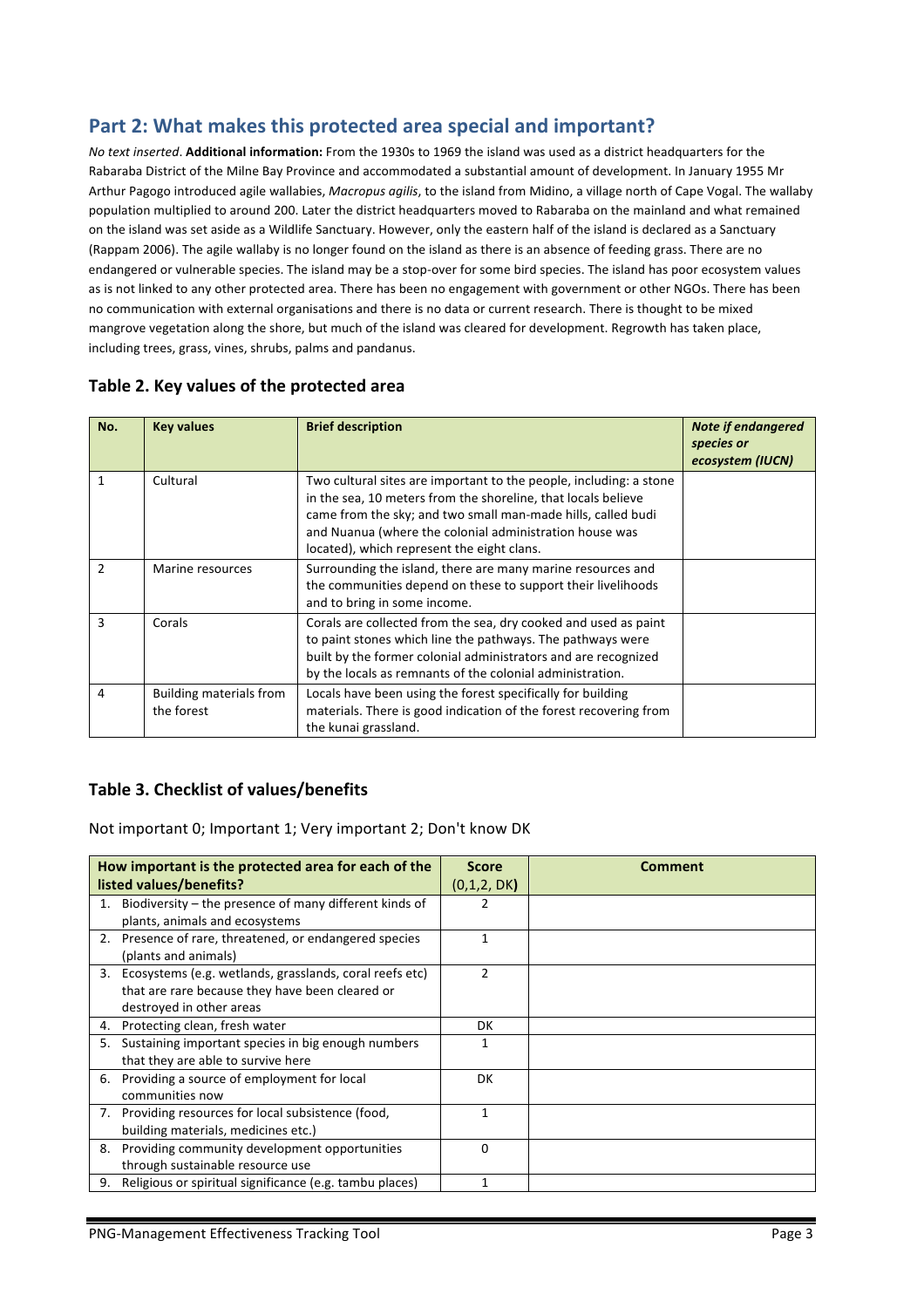## Part 2: What makes this protected area special and important?

*No text inserted*. **Additional information:** From the 1930s to 1969 the island was used as a district headquarters for the Rabaraba District of the Milne Bay Province and accommodated a substantial amount of development. In January 1955 Mr Arthur Pagogo introduced agile wallabies, *Macropus agilis*, to the island from Midino, a village north of Cape Vogal. The wallaby population multiplied to around 200. Later the district headquarters moved to Rabaraba on the mainland and what remained on the island was set aside as a Wildlife Sanctuary. However, only the eastern half of the island is declared as a Sanctuary (Rappam 2006). The agile wallaby is no longer found on the island as there is an absence of feeding grass. There are no endangered or vulnerable species. The island may be a stop-over for some bird species. The island has poor ecosystem values as is not linked to any other protected area. There has been no engagement with government or other NGOs. There has been no communication with external organisations and there is no data or current research. There is thought to be mixed mangrove vegetation along the shore, but much of the island was cleared for development. Regrowth has taken place, including trees, grass, vines, shrubs, palms and pandanus.

### Table 2. Key values of the protected area

| No. | Key values | Brief description | *Note if endangered species or ecosystem (IUCN)* |
|---|---|---|---|
| 1 | Cultural | Two cultural sites are important to the people, including: a stone in the sea, 10 meters from the shoreline, that locals believe came from the sky; and two small man-made hills, called budi and Nuanua (where the colonial administration house was located), which represent the eight clans. | |
| 2 | Marine resources | Surrounding the island, there are many marine resources and the communities depend on these to support their livelihoods and to bring in some income. | |
| 3 | Corals | Corals are collected from the sea, dry cooked and used as paint to paint stones which line the pathways. The pathways were built by the former colonial administrators and are recognized by the locals as remnants of the colonial administration. | |
| 4 | Building materials from the forest | Locals have been using the forest specifically for building materials. There is good indication of the forest recovering from the kunai grassland. | |

### Table 3. Checklist of values/benefits

Not important 0; Important 1; Very important 2; Don't know DK

| How important is the protected area for each of the listed values/benefits? | Score (0,1,2, DK) | Comment |
|---|---|---|
| 1. Biodiversity – the presence of many different kinds of plants, animals and ecosystems | 2 | |
| 2. Presence of rare, threatened, or endangered species (plants and animals) | 1 | |
| 3. Ecosystems (e.g. wetlands, grasslands, coral reefs etc) that are rare because they have been cleared or destroyed in other areas | 2 | |
| 4. Protecting clean, fresh water | DK | |
| 5. Sustaining important species in big enough numbers that they are able to survive here | 1 | |
| 6. Providing a source of employment for local communities now | DK | |
| 7. Providing resources for local subsistence (food, building materials, medicines etc.) | 1 | |
| 8. Providing community development opportunities through sustainable resource use | 0 | |
| 9. Religious or spiritual significance (e.g. tambu places) | 1 | |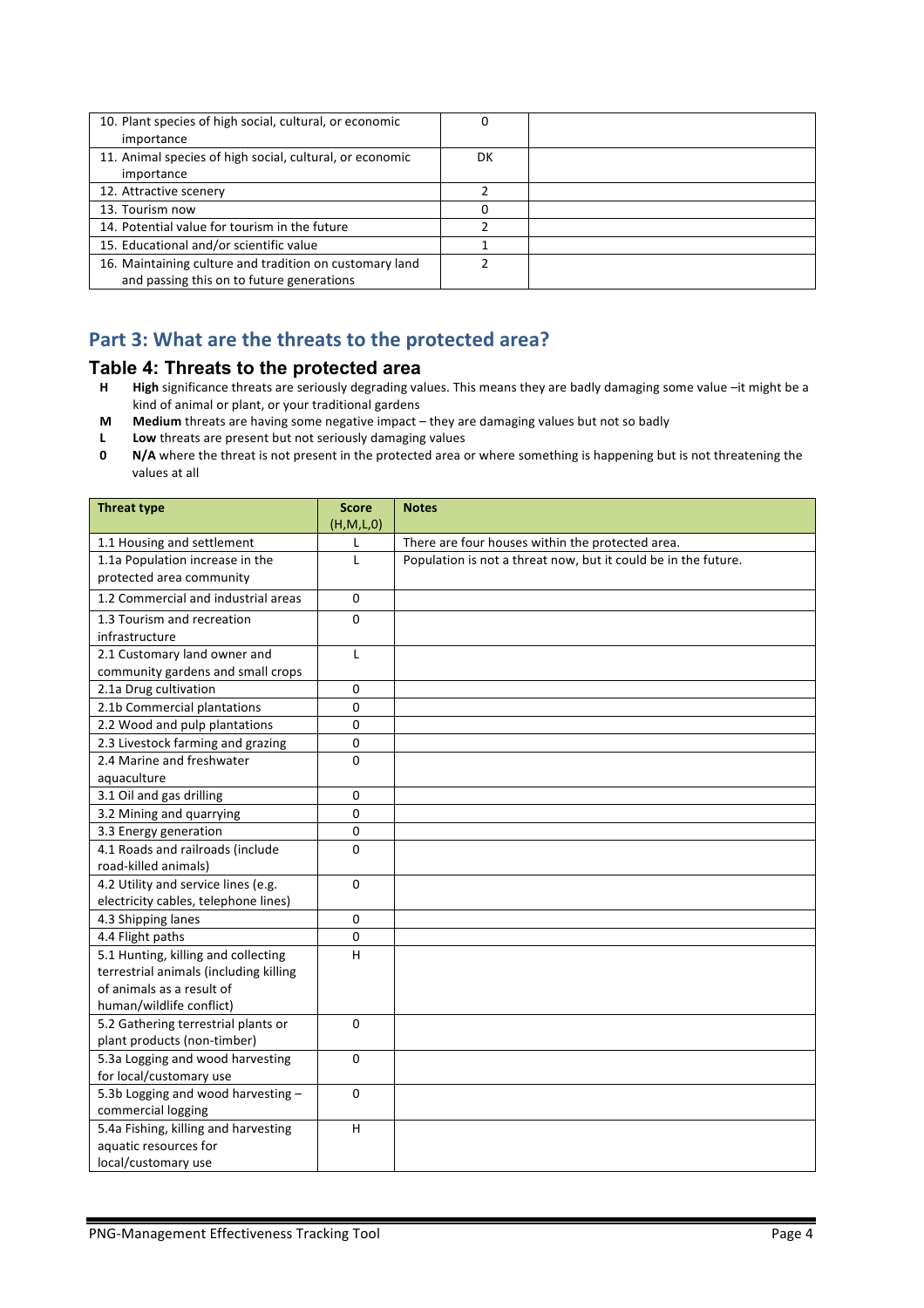| | | |
|---|---|---|
| 10. Plant species of high social, cultural, or economic importance | 0 | |
| 11. Animal species of high social, cultural, or economic importance | DK | |
| 12. Attractive scenery | 2 | |
| 13. Tourism now | 0 | |
| 14. Potential value for tourism in the future | 2 | |
| 15. Educational and/or scientific value | 1 | |
| 16. Maintaining culture and tradition on customary land and passing this on to future generations | 2 | |

## Part 3: What are the threats to the protected area?

### Table 4: Threats to the protected area

- **H** **High** significance threats are seriously degrading values. This means they are badly damaging some value –it might be a kind of animal or plant, or your traditional gardens
- **M** **Medium** threats are having some negative impact – they are damaging values but not so badly
- **L** **Low** threats are present but not seriously damaging values
- **0** **N/A** where the threat is not present in the protected area or where something is happening but is not threatening the values at all

| Threat type | Score (H,M,L,0) | Notes |
|---|---|---|
| 1.1 Housing and settlement | L | There are four houses within the protected area. |
| 1.1a Population increase in the protected area community | L | Population is not a threat now, but it could be in the future. |
| 1.2 Commercial and industrial areas | 0 | |
| 1.3 Tourism and recreation infrastructure | 0 | |
| 2.1 Customary land owner and community gardens and small crops | L | |
| 2.1a Drug cultivation | 0 | |
| 2.1b Commercial plantations | 0 | |
| 2.2 Wood and pulp plantations | 0 | |
| 2.3 Livestock farming and grazing | 0 | |
| 2.4 Marine and freshwater aquaculture | 0 | |
| 3.1 Oil and gas drilling | 0 | |
| 3.2 Mining and quarrying | 0 | |
| 3.3 Energy generation | 0 | |
| 4.1 Roads and railroads (include road-killed animals) | 0 | |
| 4.2 Utility and service lines (e.g. electricity cables, telephone lines) | 0 | |
| 4.3 Shipping lanes | 0 | |
| 4.4 Flight paths | 0 | |
| 5.1 Hunting, killing and collecting terrestrial animals (including killing of animals as a result of human/wildlife conflict) | H | |
| 5.2 Gathering terrestrial plants or plant products (non-timber) | 0 | |
| 5.3a Logging and wood harvesting for local/customary use | 0 | |
| 5.3b Logging and wood harvesting – commercial logging | 0 | |
| 5.4a Fishing, killing and harvesting aquatic resources for local/customary use | H | |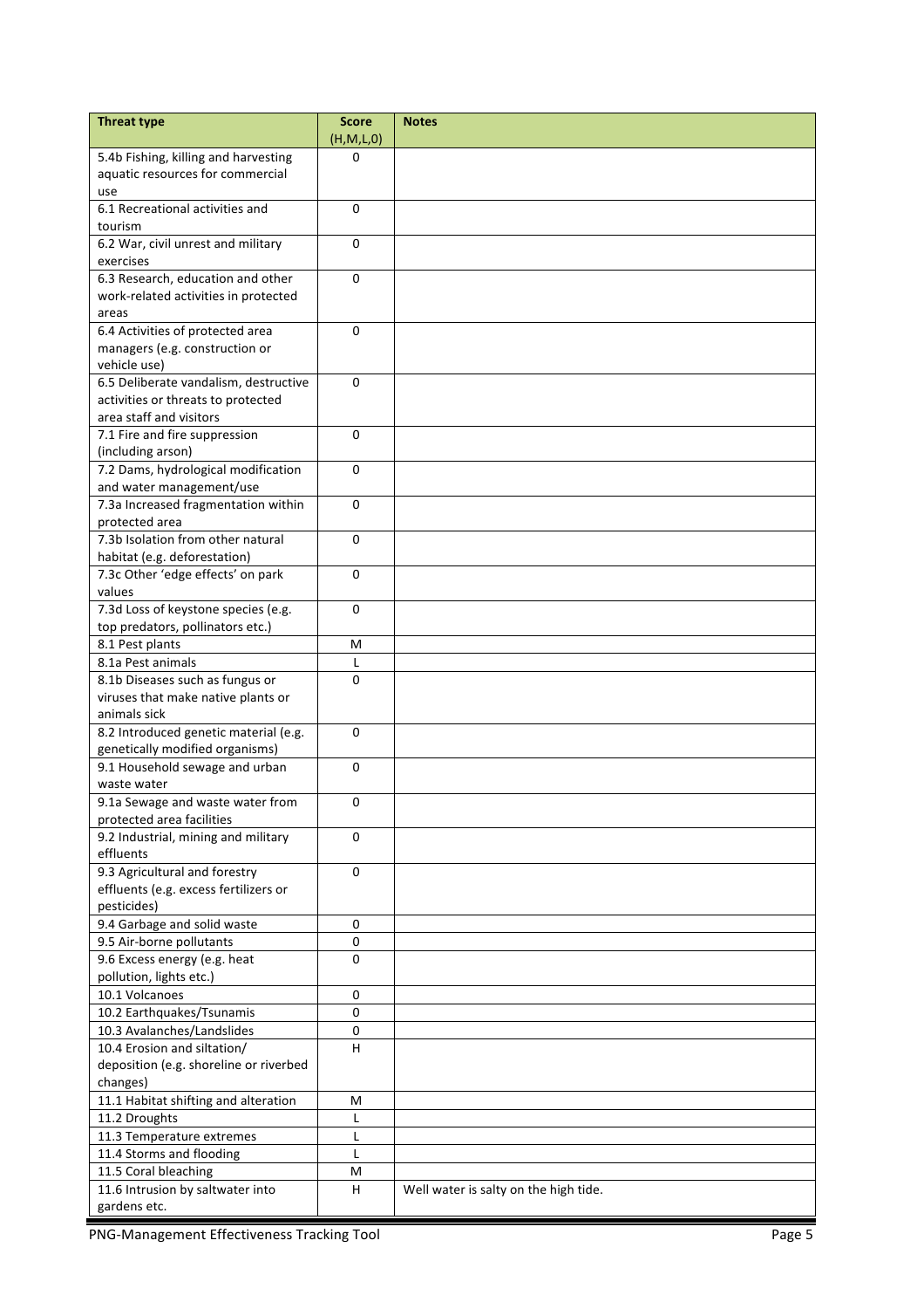| Threat type | Score (H,M,L,0) | Notes |
|---|---|---|
| 5.4b Fishing, killing and harvesting aquatic resources for commercial use | 0 | |
| 6.1 Recreational activities and tourism | 0 | |
| 6.2 War, civil unrest and military exercises | 0 | |
| 6.3 Research, education and other work-related activities in protected areas | 0 | |
| 6.4 Activities of protected area managers (e.g. construction or vehicle use) | 0 | |
| 6.5 Deliberate vandalism, destructive activities or threats to protected area staff and visitors | 0 | |
| 7.1 Fire and fire suppression (including arson) | 0 | |
| 7.2 Dams, hydrological modification and water management/use | 0 | |
| 7.3a Increased fragmentation within protected area | 0 | |
| 7.3b Isolation from other natural habitat (e.g. deforestation) | 0 | |
| 7.3c Other 'edge effects' on park values | 0 | |
| 7.3d Loss of keystone species (e.g. top predators, pollinators etc.) | 0 | |
| 8.1 Pest plants | M | |
| 8.1a Pest animals | L | |
| 8.1b Diseases such as fungus or viruses that make native plants or animals sick | 0 | |
| 8.2 Introduced genetic material (e.g. genetically modified organisms) | 0 | |
| 9.1 Household sewage and urban waste water | 0 | |
| 9.1a Sewage and waste water from protected area facilities | 0 | |
| 9.2 Industrial, mining and military effluents | 0 | |
| 9.3 Agricultural and forestry effluents (e.g. excess fertilizers or pesticides) | 0 | |
| 9.4 Garbage and solid waste | 0 | |
| 9.5 Air-borne pollutants | 0 | |
| 9.6 Excess energy (e.g. heat pollution, lights etc.) | 0 | |
| 10.1 Volcanoes | 0 | |
| 10.2 Earthquakes/Tsunamis | 0 | |
| 10.3 Avalanches/Landslides | 0 | |
| 10.4 Erosion and siltation/ deposition (e.g. shoreline or riverbed changes) | H | |
| 11.1 Habitat shifting and alteration | M | |
| 11.2 Droughts | L | |
| 11.3 Temperature extremes | L | |
| 11.4 Storms and flooding | L | |
| 11.5 Coral bleaching | M | |
| 11.6 Intrusion by saltwater into gardens etc. | H | Well water is salty on the high tide. |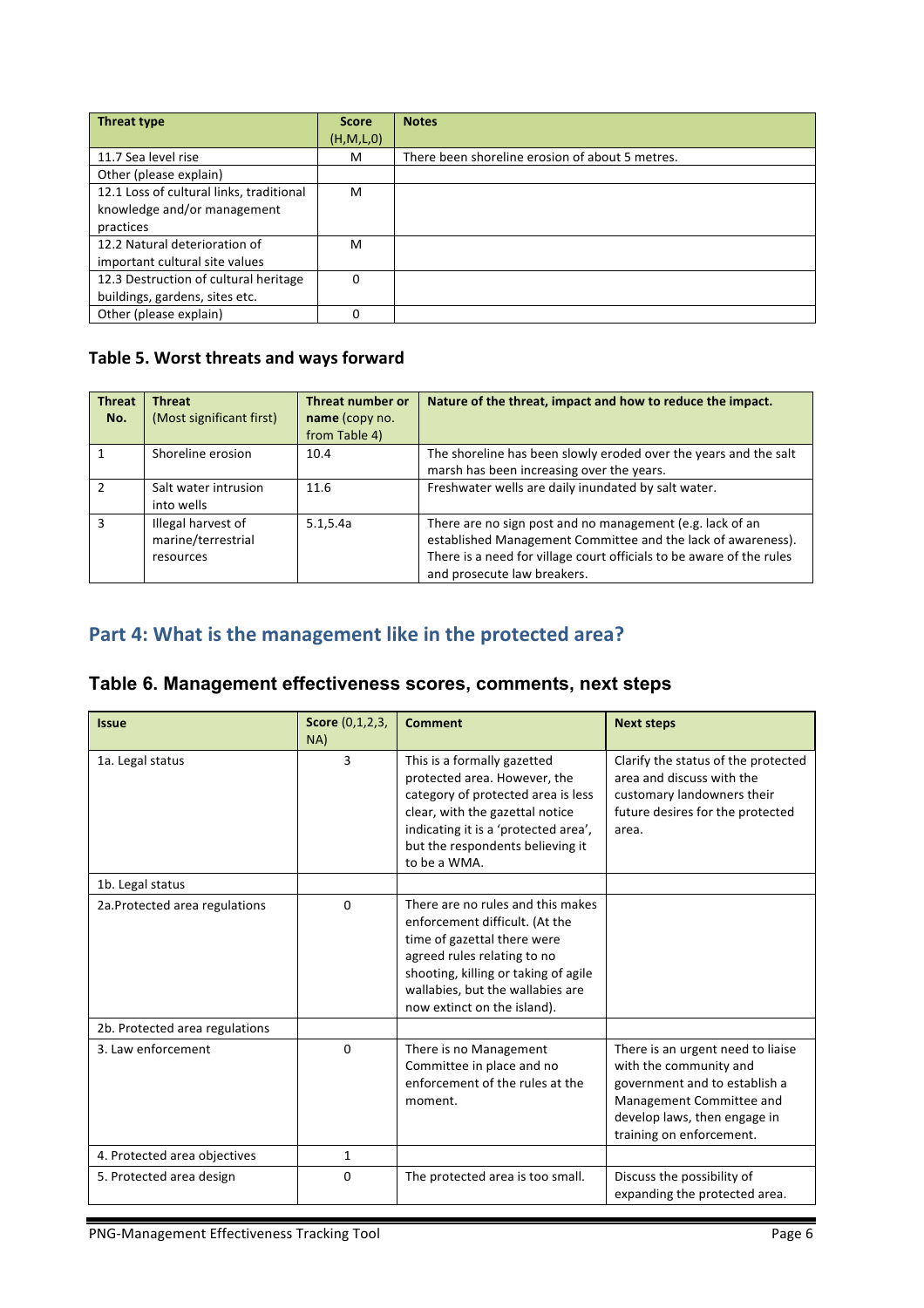| Threat type | Score (H,M,L,0) | Notes |
|---|---|---|
| 11.7 Sea level rise | M | There been shoreline erosion of about 5 metres. |
| Other (please explain) | | |
| 12.1 Loss of cultural links, traditional knowledge and/or management practices | M | |
| 12.2 Natural deterioration of important cultural site values | M | |
| 12.3 Destruction of cultural heritage buildings, gardens, sites etc. | 0 | |
| Other (please explain) | 0 | |

## Table 5. Worst threats and ways forward

| Threat No. | Threat (Most significant first) | Threat number or name (copy no. from Table 4) | Nature of the threat, impact and how to reduce the impact. |
|---|---|---|---|
| 1 | Shoreline erosion | 10.4 | The shoreline has been slowly eroded over the years and the salt marsh has been increasing over the years. |
| 2 | Salt water intrusion into wells | 11.6 | Freshwater wells are daily inundated by salt water. |
| 3 | Illegal harvest of marine/terrestrial resources | 5.1,5.4a | There are no sign post and no management (e.g. lack of an established Management Committee and the lack of awareness). There is a need for village court officials to be aware of the rules and prosecute law breakers. |

## Part 4: What is the management like in the protected area?

## Table 6. Management effectiveness scores, comments, next steps

| Issue | Score (0,1,2,3, NA) | Comment | Next steps |
|---|---|---|---|
| 1a. Legal status | 3 | This is a formally gazetted protected area. However, the category of protected area is less clear, with the gazettal notice indicating it is a 'protected area', but the respondents believing it to be a WMA. | Clarify the status of the protected area and discuss with the customary landowners their future desires for the protected area. |
| 1b. Legal status | | | |
| 2a.Protected area regulations | 0 | There are no rules and this makes enforcement difficult. (At the time of gazettal there were agreed rules relating to no shooting, killing or taking of agile wallabies, but the wallabies are now extinct on the island). | |
| 2b. Protected area regulations | | | |
| 3. Law enforcement | 0 | There is no Management Committee in place and no enforcement of the rules at the moment. | There is an urgent need to liaise with the community and government and to establish a Management Committee and develop laws, then engage in training on enforcement. |
| 4. Protected area objectives | 1 | | |
| 5. Protected area design | 0 | The protected area is too small. | Discuss the possibility of expanding the protected area. |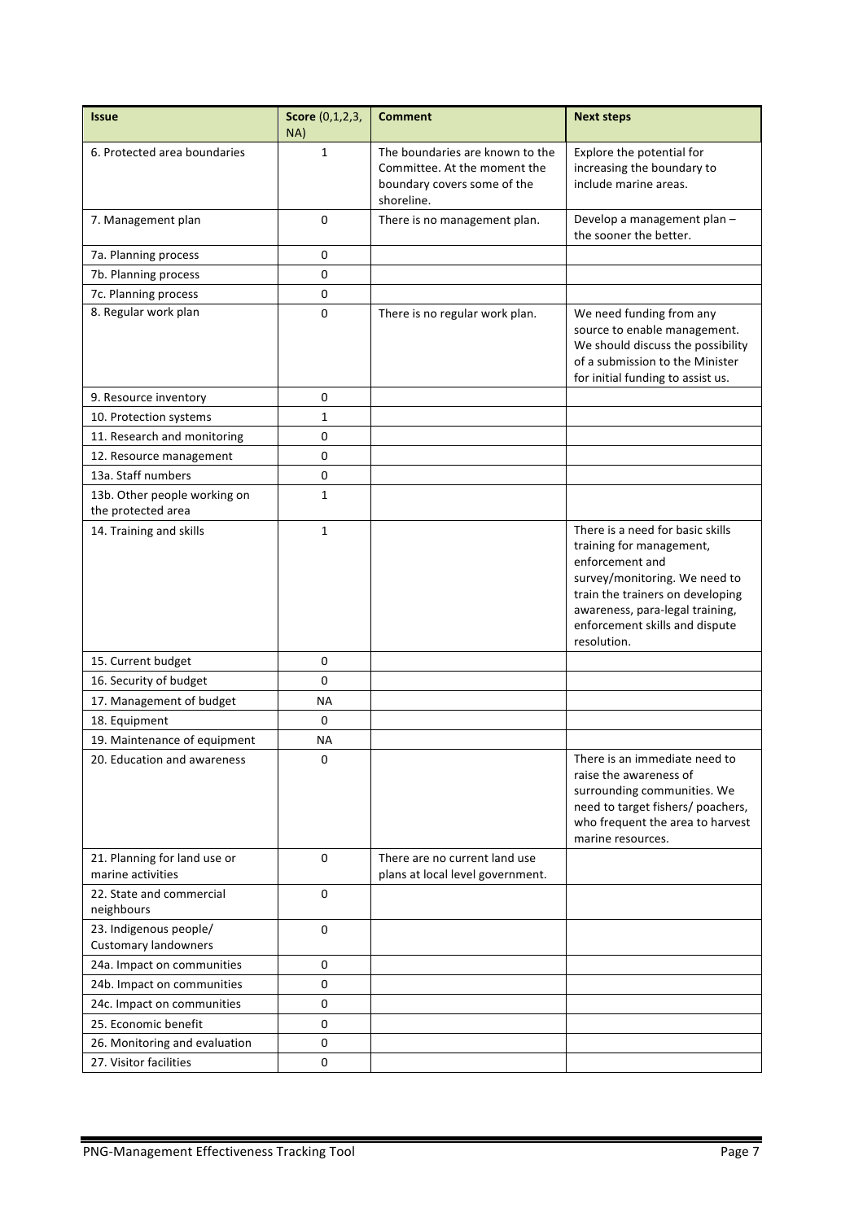| Issue | Score (0,1,2,3, NA) | Comment | Next steps |
|---|---|---|---|
| 6. Protected area boundaries | 1 | The boundaries are known to the Committee. At the moment the boundary covers some of the shoreline. | Explore the potential for increasing the boundary to include marine areas. |
| 7. Management plan | 0 | There is no management plan. | Develop a management plan – the sooner the better. |
| 7a. Planning process | 0 | | |
| 7b. Planning process | 0 | | |
| 7c. Planning process | 0 | | |
| 8. Regular work plan | 0 | There is no regular work plan. | We need funding from any source to enable management. We should discuss the possibility of a submission to the Minister for initial funding to assist us. |
| 9. Resource inventory | 0 | | |
| 10. Protection systems | 1 | | |
| 11. Research and monitoring | 0 | | |
| 12. Resource management | 0 | | |
| 13a. Staff numbers | 0 | | |
| 13b. Other people working on the protected area | 1 | | |
| 14. Training and skills | 1 | | There is a need for basic skills training for management, enforcement and survey/monitoring. We need to train the trainers on developing awareness, para-legal training, enforcement skills and dispute resolution. |
| 15. Current budget | 0 | | |
| 16. Security of budget | 0 | | |
| 17. Management of budget | NA | | |
| 18. Equipment | 0 | | |
| 19. Maintenance of equipment | NA | | |
| 20. Education and awareness | 0 | | There is an immediate need to raise the awareness of surrounding communities. We need to target fishers/ poachers, who frequent the area to harvest marine resources. |
| 21. Planning for land use or marine activities | 0 | There are no current land use plans at local level government. | |
| 22. State and commercial neighbours | 0 | | |
| 23. Indigenous people/ Customary landowners | 0 | | |
| 24a. Impact on communities | 0 | | |
| 24b. Impact on communities | 0 | | |
| 24c. Impact on communities | 0 | | |
| 25. Economic benefit | 0 | | |
| 26. Monitoring and evaluation | 0 | | |
| 27. Visitor facilities | 0 | | |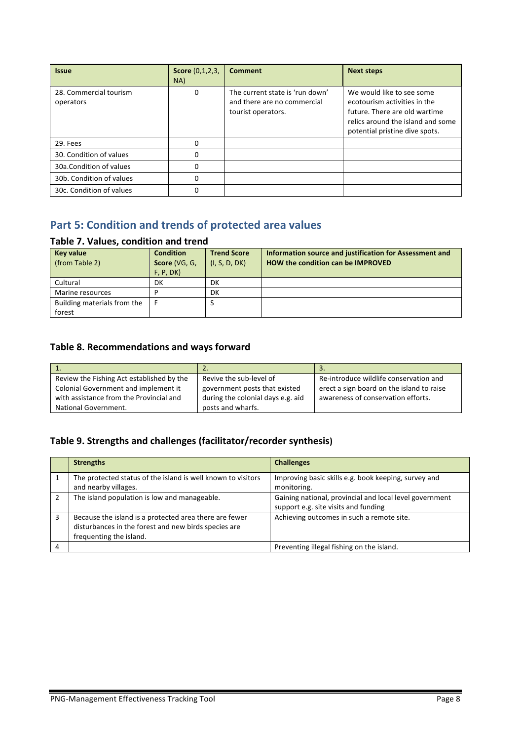| Issue | Score (0,1,2,3, NA) | Comment | Next steps |
|---|---|---|---|
| 28. Commercial tourism operators | 0 | The current state is 'run down' and there are no commercial tourist operators. | We would like to see some ecotourism activities in the future. There are old wartime relics around the island and some potential pristine dive spots. |
| 29. Fees | 0 | | |
| 30. Condition of values | 0 | | |
| 30a.Condition of values | 0 | | |
| 30b. Condition of values | 0 | | |
| 30c. Condition of values | 0 | | |

## Part 5: Condition and trends of protected area values

### Table 7. Values, condition and trend

| Key value (from Table 2) | Condition Score (VG, G, F, P, DK) | Trend Score (I, S, D, DK) | Information source and justification for Assessment and HOW the condition can be IMPROVED |
|---|---|---|---|
| Cultural | DK | DK | |
| Marine resources | P | DK | |
| Building materials from the forest | F | S | |

### Table 8. Recommendations and ways forward

| 1. | 2. | 3. |
|---|---|---|
| Review the Fishing Act established by the Colonial Government and implement it with assistance from the Provincial and National Government. | Revive the sub-level of government posts that existed during the colonial days e.g. aid posts and wharfs. | Re-introduce wildlife conservation and erect a sign board on the island to raise awareness of conservation efforts. |

### Table 9. Strengths and challenges (facilitator/recorder synthesis)

| | Strengths | Challenges |
|---|---|---|
| 1 | The protected status of the island is well known to visitors and nearby villages. | Improving basic skills e.g. book keeping, survey and monitoring. |
| 2 | The island population is low and manageable. | Gaining national, provincial and local level government support e.g. site visits and funding |
| 3 | Because the island is a protected area there are fewer disturbances in the forest and new birds species are frequenting the island. | Achieving outcomes in such a remote site. |
| 4 | | Preventing illegal fishing on the island. |